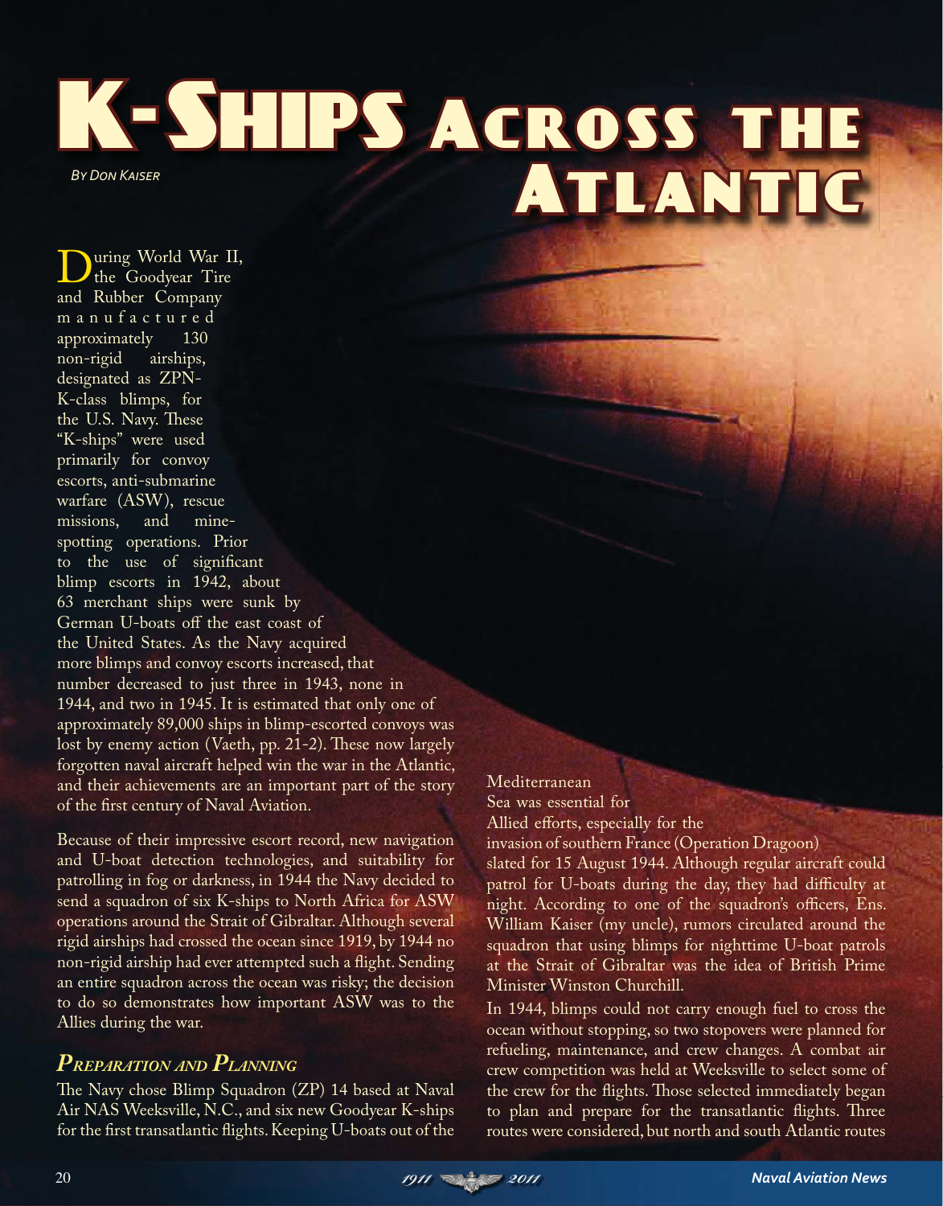# K-Ships Across the Atlantic

*By Don Kaiser*

During World War II, the Goodyear Tire and Rubber Company manufactured approximately 130 non-rigid airships, designated as ZPN-K-class blimps, for the U.S. Navy. These "K-ships" were used primarily for convoy escorts, anti-submarine warfare (ASW), rescue missions, and mine-spotting operations. Prior to the use of significant blimp escorts in 1942, about 63 merchant ships were sunk by German U-boats off the east coast of the United States. As the Navy acquired more blimps and convoy escorts increased, that number decreased to just three in 1943, none in 1944, and two in 1945. It is estimated that only one of approximately 89,000 ships in blimp-escorted convoys was lost by enemy action (Vaeth, pp. 21-2). These now largely forgotten naval aircraft helped win the war in the Atlantic, and their achievements are an important part of the story of the first century of Naval Aviation.

Because of their impressive escort record, new navigation and U-boat detection technologies, and suitability for patrolling in fog or darkness, in 1944 the Navy decided to send a squadron of six K-ships to North Africa for ASW operations around the Strait of Gibraltar. Although several rigid airships had crossed the ocean since 1919, by 1944 no non-rigid airship had ever attempted such a flight. Sending an entire squadron across the ocean was risky; the decision to do so demonstrates how important ASW was to the Allies during the war.

## *Preparation and Planning*

The Navy chose Blimp Squadron (ZP) 14 based at Naval Air NAS Weeksville, N.C., and six new Goodyear K-ships for the first transatlantic flights. Keeping U-boats out of the Mediterranean Sea was essential for Allied efforts, especially for the invasion of southern France (Operation Dragoon) slated for 15 August 1944. Although regular aircraft could patrol for U-boats during the day, they had difficulty at night. According to one of the squadron's officers, Ens. William Kaiser (my uncle), rumors circulated around the squadron that using blimps for nighttime U-boat patrols at the Strait of Gibraltar was the idea of British Prime Minister Winston Churchill.

In 1944, blimps could not carry enough fuel to cross the ocean without stopping, so two stopovers were planned for refueling, maintenance, and crew changes. A combat air crew competition was held at Weeksville to select some of the crew for the flights. Those selected immediately began to plan and prepare for the transatlantic flights. Three routes were considered, but north and south Atlantic routes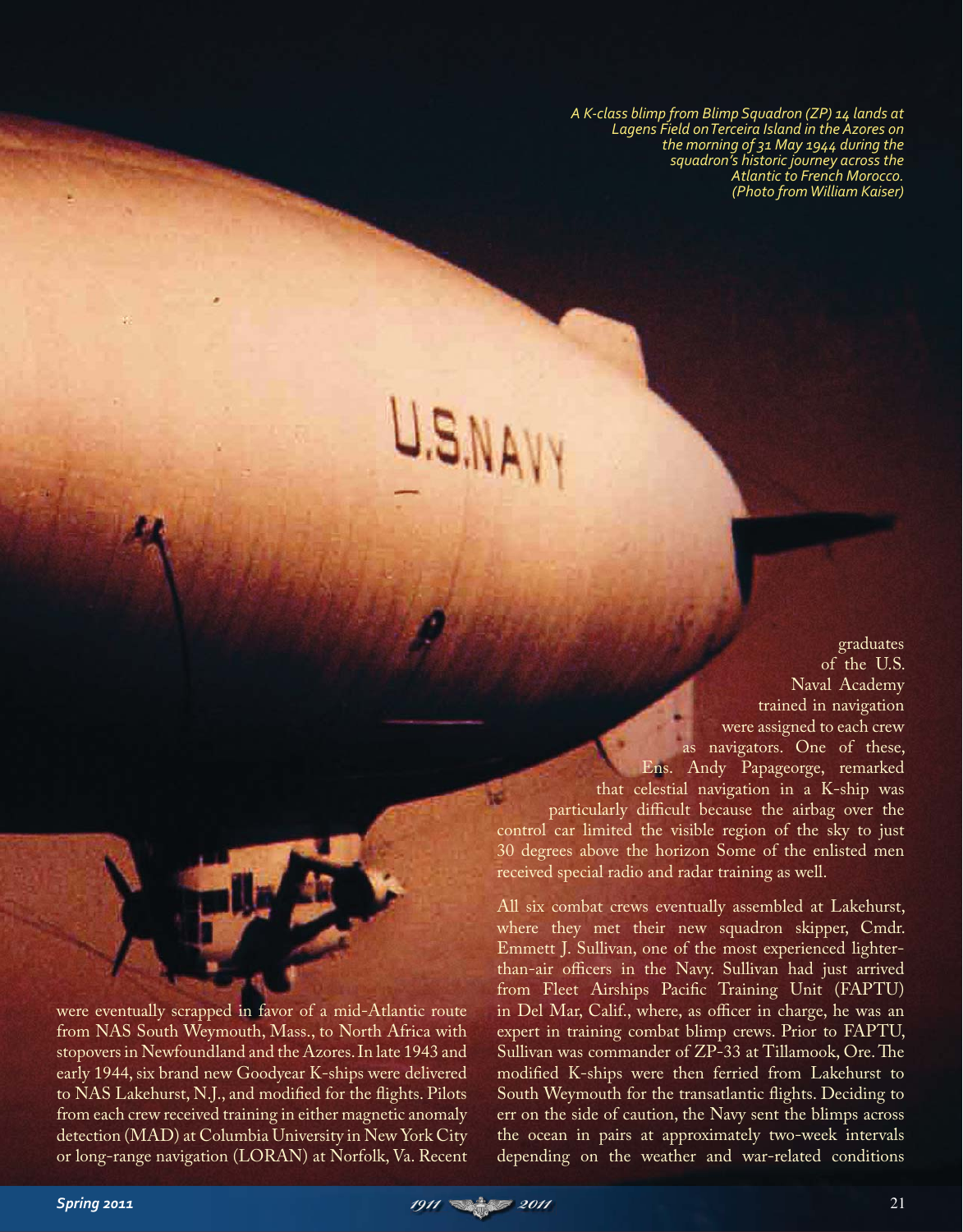*A K-class blimp from Blimp Squadron (ZP) 14 lands at Lagens Field on Terceira Island in the Azores on the morning of 31 May 1944 during the squadron's historic journey across the Atlantic to French Morocco. (Photo from William Kaiser)*

were eventually scrapped in favor of a mid-Atlantic route from NAS South Weymouth, Mass., to North Africa with stopovers in Newfoundland and the Azores. In late 1943 and early 1944, six brand new Goodyear K-ships were delivered to NAS Lakehurst, N.J., and modified for the flights. Pilots from each crew received training in either magnetic anomaly detection (MAD) at Columbia University in New York City or long-range navigation (LORAN) at Norfolk, Va. Recent graduates of the U.S. Naval Academy trained in navigation were assigned to each crew as navigators. One of these, Ens. Andy Papageorge, remarked that celestial navigation in a K-ship was particularly difficult because the airbag over the control car limited the visible region of the sky to just 30 degrees above the horizon Some of the enlisted men received special radio and radar training as well.

All six combat crews eventually assembled at Lakehurst, where they met their new squadron skipper, Cmdr. Emmett J. Sullivan, one of the most experienced lighter-than-air officers in the Navy. Sullivan had just arrived from Fleet Airships Pacific Training Unit (FAPTU) in Del Mar, Calif., where, as officer in charge, he was an expert in training combat blimp crews. Prior to FAPTU, Sullivan was commander of ZP-33 at Tillamook, Ore. The modified K-ships were then ferried from Lakehurst to South Weymouth for the transatlantic flights. Deciding to err on the side of caution, the Navy sent the blimps across the ocean in pairs at approximately two-week intervals depending on the weather and war-related conditions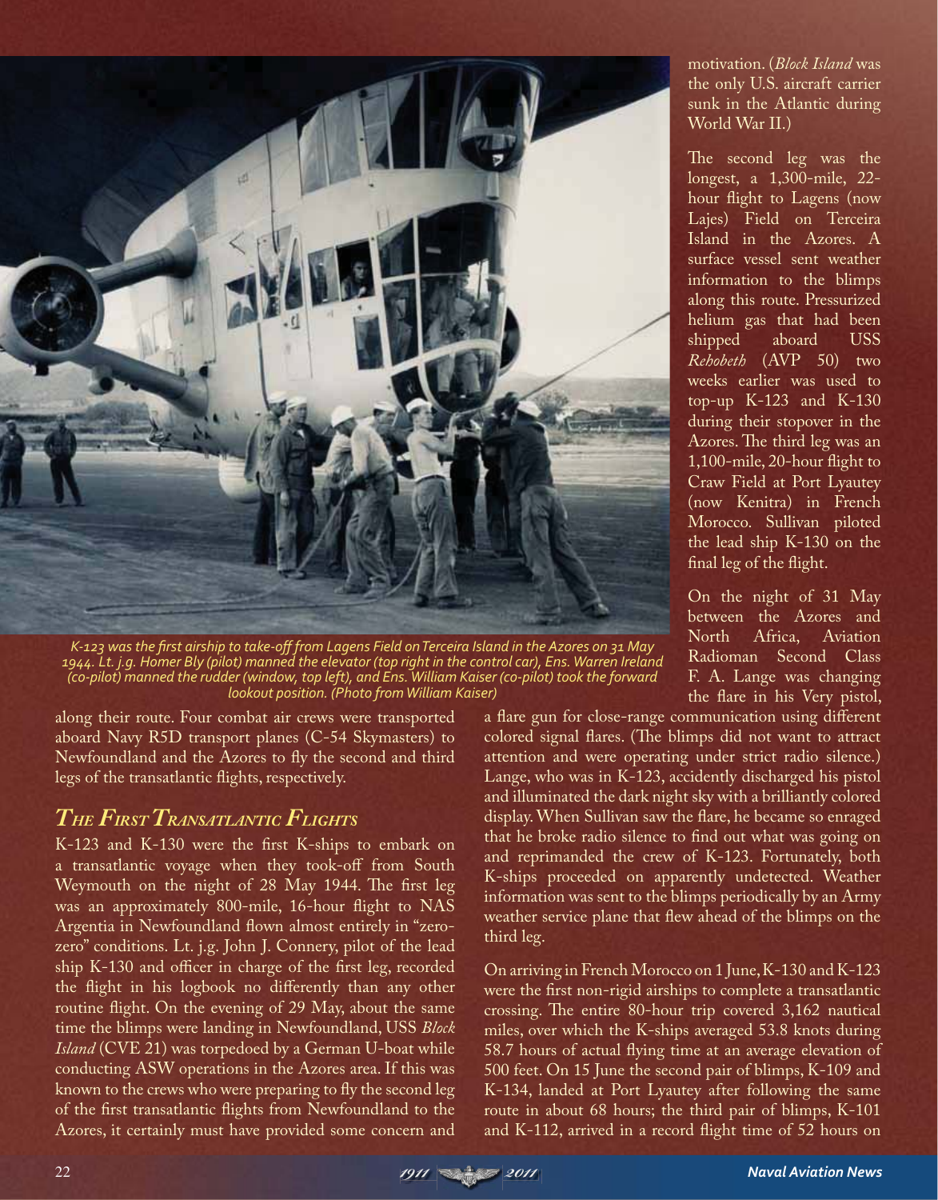motivation. (*Block Island* was the only U.S. aircraft carrier sunk in the Atlantic during World War II.)

The second leg was the longest, a 1,300-mile, 22-hour flight to Lagens (now Lajes) Field on Terceira Island in the Azores. A surface vessel sent weather information to the blimps along this route. Pressurized helium gas that had been shipped aboard USS *Rehobeth* (AVP 50) two weeks earlier was used to top-up K-123 and K-130 during their stopover in the Azores. The third leg was an 1,100-mile, 20-hour flight to Craw Field at Port Lyautey (now Kenitra) in French Morocco. Sullivan piloted the lead ship K-130 on the final leg of the flight.

On the night of 31 May between the Azores and North Africa, Aviation Radioman Second Class F. A. Lange was changing the flare in his Very pistol, a flare gun for close-range communication using different colored signal flares. (The blimps did not want to attract attention and were operating under strict radio silence.) Lange, who was in K-123, accidently discharged his pistol and illuminated the dark night sky with a brilliantly colored display. When Sullivan saw the flare, he became so enraged that he broke radio silence to find out what was going on and reprimanded the crew of K-123. Fortunately, both K-ships proceeded on apparently undetected. Weather information was sent to the blimps periodically by an Army weather service plane that flew ahead of the blimps on the third leg.

On arriving in French Morocco on 1 June, K-130 and K-123 were the first non-rigid airships to complete a transatlantic crossing. The entire 80-hour trip covered 3,162 nautical miles, over which the K-ships averaged 53.8 knots during 58.7 hours of actual flying time at an average elevation of 500 feet. On 15 June the second pair of blimps, K-109 and K-134, landed at Port Lyautey after following the same route in about 68 hours; the third pair of blimps, K-101 and K-112, arrived in a record flight time of 52 hours on

*K-123 was the first airship to take-off from Lagens Field on Terceira Island in the Azores on 31 May 1944. Lt. j.g. Homer Bly (pilot) manned the elevator (top right in the control car), Ens. Warren Ireland (co-pilot) manned the rudder (window, top left), and Ens. William Kaiser (co-pilot) took the forward lookout position. (Photo from William Kaiser)*

along their route. Four combat air crews were transported aboard Navy R5D transport planes (C-54 Skymasters) to Newfoundland and the Azores to fly the second and third legs of the transatlantic flights, respectively.

## *The First Transatlantic Flights*

K-123 and K-130 were the first K-ships to embark on a transatlantic voyage when they took-off from South Weymouth on the night of 28 May 1944. The first leg was an approximately 800-mile, 16-hour flight to NAS Argentia in Newfoundland flown almost entirely in "zero-zero" conditions. Lt. j.g. John J. Connery, pilot of the lead ship K-130 and officer in charge of the first leg, recorded the flight in his logbook no differently than any other routine flight. On the evening of 29 May, about the same time the blimps were landing in Newfoundland, USS *Block Island* (CVE 21) was torpedoed by a German U-boat while conducting ASW operations in the Azores area. If this was known to the crews who were preparing to fly the second leg of the first transatlantic flights from Newfoundland to the Azores, it certainly must have provided some concern and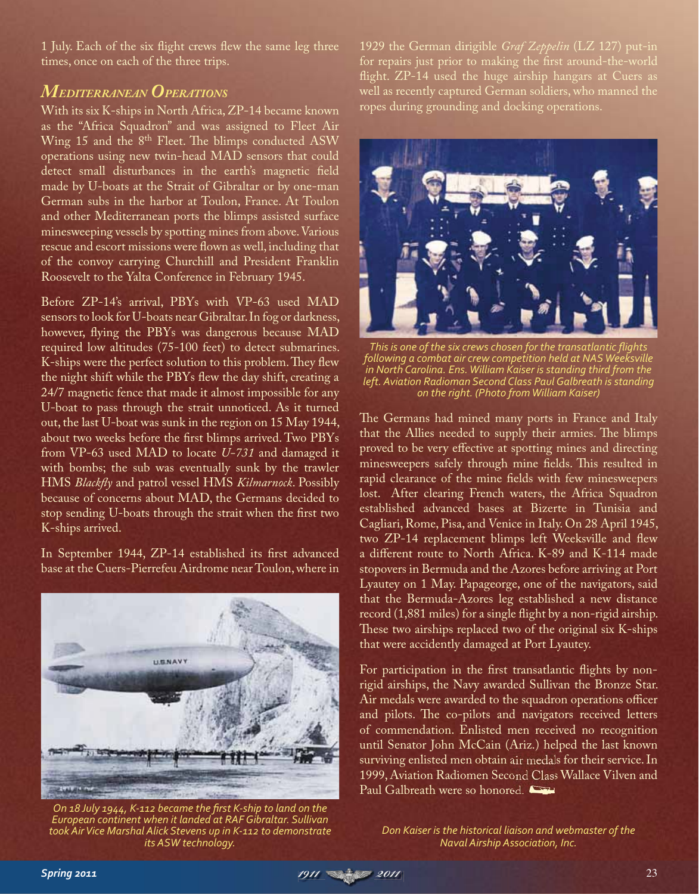1 July. Each of the six flight crews flew the same leg three times, once on each of the three trips.

## *Mediterranean Operations*

With its six K-ships in North Africa, ZP-14 became known as the "Africa Squadron" and was assigned to Fleet Air Wing 15 and the 8th Fleet. The blimps conducted ASW operations using new twin-head MAD sensors that could detect small disturbances in the earth's magnetic field made by U-boats at the Strait of Gibraltar or by one-man German subs in the harbor at Toulon, France. At Toulon and other Mediterranean ports the blimps assisted surface minesweeping vessels by spotting mines from above. Various rescue and escort missions were flown as well, including that of the convoy carrying Churchill and President Franklin Roosevelt to the Yalta Conference in February 1945.

Before ZP-14's arrival, PBYs with VP-63 used MAD sensors to look for U-boats near Gibraltar. In fog or darkness, however, flying the PBYs was dangerous because MAD required low altitudes (75-100 feet) to detect submarines. K-ships were the perfect solution to this problem. They flew the night shift while the PBYs flew the day shift, creating a 24/7 magnetic fence that made it almost impossible for any U-boat to pass through the strait unnoticed. As it turned out, the last U-boat was sunk in the region on 15 May 1944, about two weeks before the first blimps arrived. Two PBYs from VP-63 used MAD to locate *U-731* and damaged it with bombs; the sub was eventually sunk by the trawler HMS *Blackfly* and patrol vessel HMS *Kilmarnock*. Possibly because of concerns about MAD, the Germans decided to stop sending U-boats through the strait when the first two K-ships arrived.

In September 1944, ZP-14 established its first advanced base at the Cuers-Pierrefeu Airdrome near Toulon, where in 1929 the German dirigible *Graf Zeppelin* (LZ 127) put-in for repairs just prior to making the first around-the-world flight. ZP-14 used the huge airship hangars at Cuers as well as recently captured German soldiers, who manned the ropes during grounding and docking operations.

*On 18 July 1944, K-112 became the first K-ship to land on the European continent when it landed at RAF Gibraltar. Sullivan took Air Vice Marshal Alick Stevens up in K-112 to demonstrate its ASW technology.*

*This is one of the six crews chosen for the transatlantic flights following a combat air crew competition held at NAS Weeksville in North Carolina. Ens. William Kaiser is standing third from the left. Aviation Radioman Second Class Paul Galbreath is standing on the right. (Photo from William Kaiser)*

The Germans had mined many ports in France and Italy that the Allies needed to supply their armies. The blimps proved to be very effective at spotting mines and directing minesweepers safely through mine fields. This resulted in rapid clearance of the mine fields with few minesweepers lost. After clearing French waters, the Africa Squadron established advanced bases at Bizerte in Tunisia and Cagliari, Rome, Pisa, and Venice in Italy. On 28 April 1945, two ZP-14 replacement blimps left Weeksville and flew a different route to North Africa. K-89 and K-114 made stopovers in Bermuda and the Azores before arriving at Port Lyautey on 1 May. Papageorge, one of the navigators, said that the Bermuda-Azores leg established a new distance record (1,881 miles) for a single flight by a non-rigid airship. These two airships replaced two of the original six K-ships that were accidently damaged at Port Lyautey.

For participation in the first transatlantic flights by non-rigid airships, the Navy awarded Sullivan the Bronze Star. Air medals were awarded to the squadron operations officer and pilots. The co-pilots and navigators received letters of commendation. Enlisted men received no recognition until Senator John McCain (Ariz.) helped the last known surviving enlisted men obtain air medals for their service. In 1999, Aviation Radiomen Second Class Wallace Vilven and Paul Galbreath were so honored.

*Don Kaiser is the historical liaison and webmaster of the Naval Airship Association, Inc.*